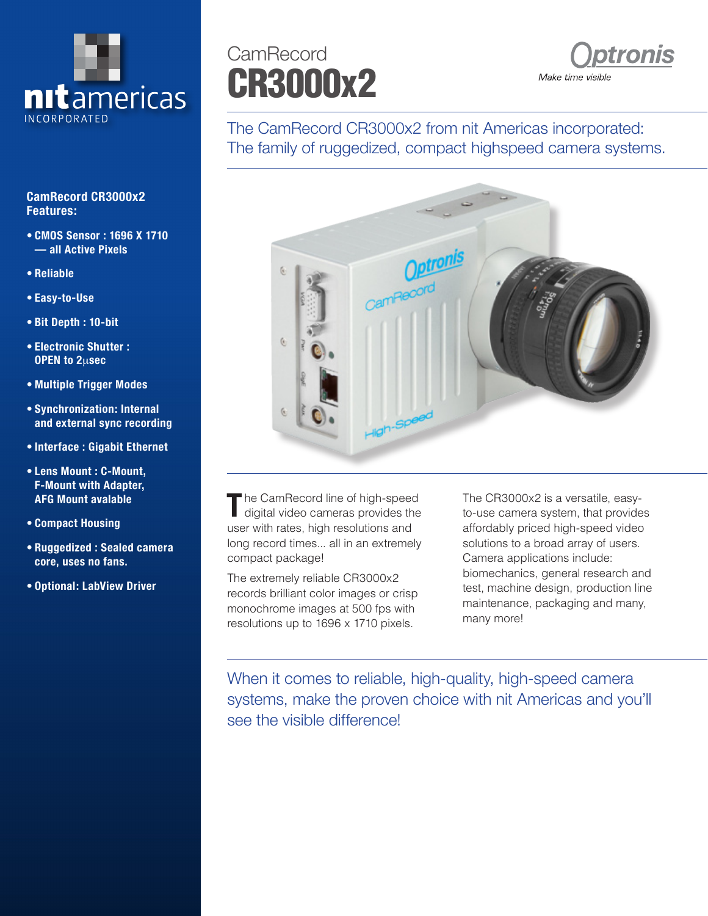nitamericas INCORPORATED

# CamRecord CR3000x2

*Optronis — Make time visible*

The CamRecord CR3000x2 from nit Americas incorporated:
The family of ruggedized, compact highspeed camera systems.

## CamRecord CR3000x2 Features:

- **CMOS Sensor : 1696 X 1710 — all Active Pixels**
- **Reliable**
- **Easy-to-Use**
- **Bit Depth : 10-bit**
- **Electronic Shutter : OPEN to 2µsec**
- **Multiple Trigger Modes**
- **Synchronization: Internal and external sync recording**
- **Interface : Gigabit Ethernet**
- **Lens Mount : C-Mount, F-Mount with Adapter, AFG Mount avalable**
- **Compact Housing**
- **Ruggedized : Sealed camera core, uses no fans.**
- **Optional: LabView Driver**

The CamRecord line of high-speed digital video cameras provides the user with rates, high resolutions and long record times... all in an extremely compact package!

The extremely reliable CR3000x2 records brilliant color images or crisp monochrome images at 500 fps with resolutions up to 1696 x 1710 pixels.

The CR3000x2 is a versatile, easy-to-use camera system, that provides affordably priced high-speed video solutions to a broad array of users. Camera applications include: biomechanics, general research and test, machine design, production line maintenance, packaging and many, many more!

When it comes to reliable, high-quality, high-speed camera systems, make the proven choice with nit Americas and you'll see the visible difference!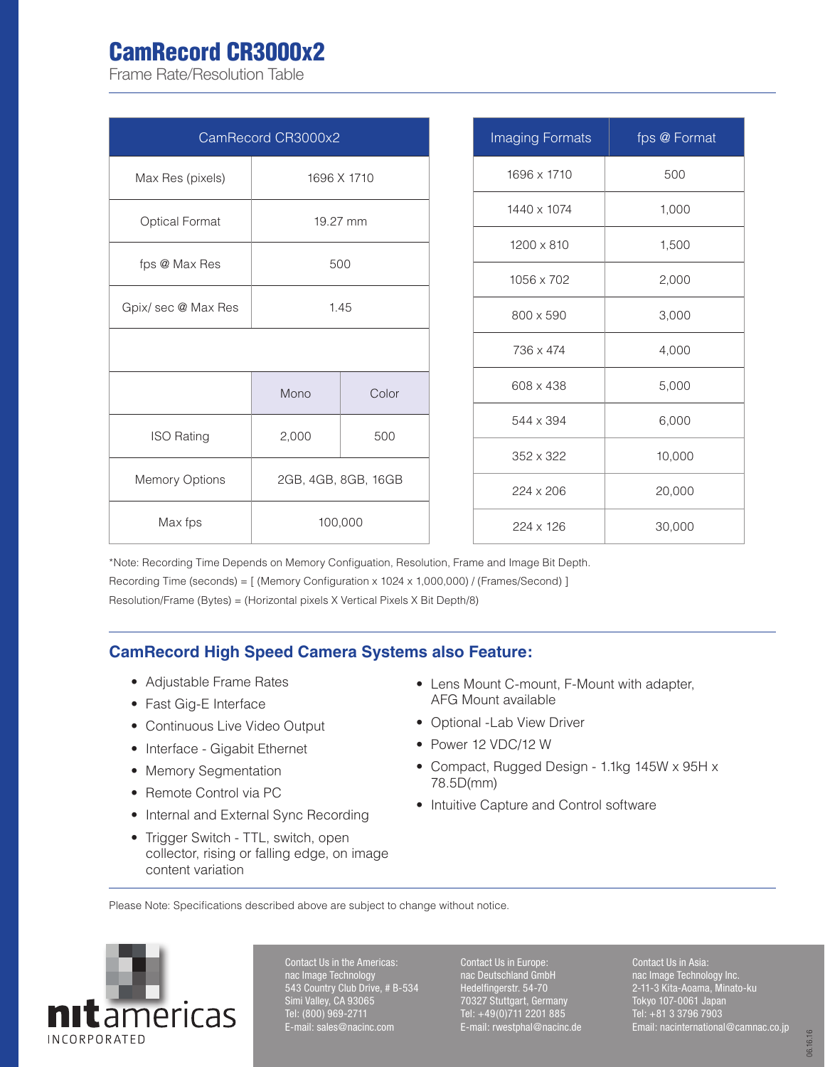# CamRecord CR3000x2

Frame Rate/Resolution Table

| CamRecord CR3000x2 | | |
|---|---|---|
| Max Res (pixels) | 1696 X 1710 | |
| Optical Format | 19.27 mm | |
| fps @ Max Res | 500 | |
| Gpix/ sec @ Max Res | 1.45 | |
| | | |
| | Mono | Color |
| ISO Rating | 2,000 | 500 |
| Memory Options | 2GB, 4GB, 8GB, 16GB | |
| Max fps | 100,000 | |

| Imaging Formats | fps @ Format |
|---|---|
| 1696 x 1710 | 500 |
| 1440 x 1074 | 1,000 |
| 1200 x 810 | 1,500 |
| 1056 x 702 | 2,000 |
| 800 x 590 | 3,000 |
| 736 x 474 | 4,000 |
| 608 x 438 | 5,000 |
| 544 x 394 | 6,000 |
| 352 x 322 | 10,000 |
| 224 x 206 | 20,000 |
| 224 x 126 | 30,000 |

*Note: Recording Time Depends on Memory Configuation, Resolution, Frame and Image Bit Depth.

Recording Time (seconds) = [ (Memory Configuration x 1024 x 1,000,000) / (Frames/Second) ]

Resolution/Frame (Bytes) = (Horizontal pixels X Vertical Pixels X Bit Depth/8)

## CamRecord High Speed Camera Systems also Feature:

- Adjustable Frame Rates
- Fast Gig-E Interface
- Continuous Live Video Output
- Interface - Gigabit Ethernet
- Memory Segmentation
- Remote Control via PC
- Internal and External Sync Recording
- Trigger Switch - TTL, switch, open collector, rising or falling edge, on image content variation
- Lens Mount C-mount, F-Mount with adapter, AFG Mount available
- Optional -Lab View Driver
- Power 12 VDC/12 W
- Compact, Rugged Design - 1.1kg 145W x 95H x 78.5D(mm)
- Intuitive Capture and Control software

Please Note: Specifications described above are subject to change without notice.

nitamericas INCORPORATED

Contact Us in the Americas:
nac Image Technology
543 Country Club Drive, # B-534
Simi Valley, CA 93065
Tel: (800) 969-2711
E-mail: sales@nacinc.com

Contact Us in Europe:
nac Deutschland GmbH
Hedelfingerstr. 54-70
70327 Stuttgart, Germany
Tel: +49(0)711 2201 885
E-mail: rwestphal@nacinc.de

Contact Us in Asia:
nac Image Technology Inc.
2-11-3 Kita-Aoama, Minato-ku
Tokyo 107-0061 Japan
Tel: +81 3 3796 7903
Email: nacinternational@camnac.co.jp

06.16.16